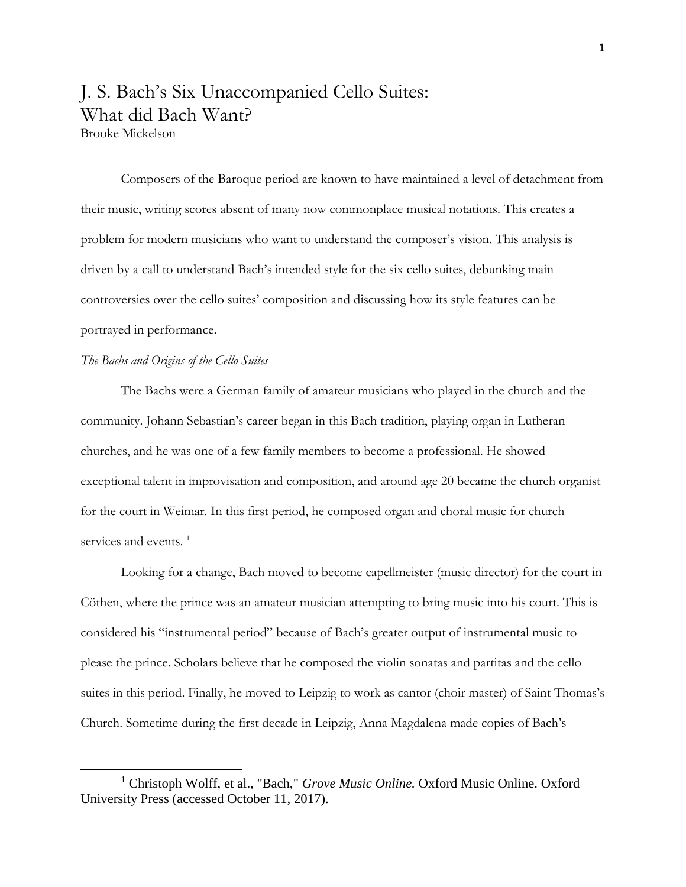# J. S. Bach's Six Unaccompanied Cello Suites: What did Bach Want?

Brooke Mickelson

Composers of the Baroque period are known to have maintained a level of detachment from their music, writing scores absent of many now commonplace musical notations. This creates a problem for modern musicians who want to understand the composer's vision. This analysis is driven by a call to understand Bach's intended style for the six cello suites, debunking main controversies over the cello suites' composition and discussing how its style features can be portrayed in performance.

*The Bachs and Origins of the Cello Suites*

The Bachs were a German family of amateur musicians who played in the church and the community. Johann Sebastian's career began in this Bach tradition, playing organ in Lutheran churches, and he was one of a few family members to become a professional. He showed exceptional talent in improvisation and composition, and around age 20 became the church organist for the court in Weimar. In this first period, he composed organ and choral music for church services and events. [1]

Looking for a change, Bach moved to become capellmeister (music director) for the court in Cöthen, where the prince was an amateur musician attempting to bring music into his court. This is considered his "instrumental period" because of Bach's greater output of instrumental music to please the prince. Scholars believe that he composed the violin sonatas and partitas and the cello suites in this period. Finally, he moved to Leipzig to work as cantor (choir master) of Saint Thomas's Church. Sometime during the first decade in Leipzig, Anna Magdalena made copies of Bach's

[1] Christoph Wolff, et al., "Bach," *Grove Music Online.* Oxford Music Online. Oxford University Press (accessed October 11, 2017).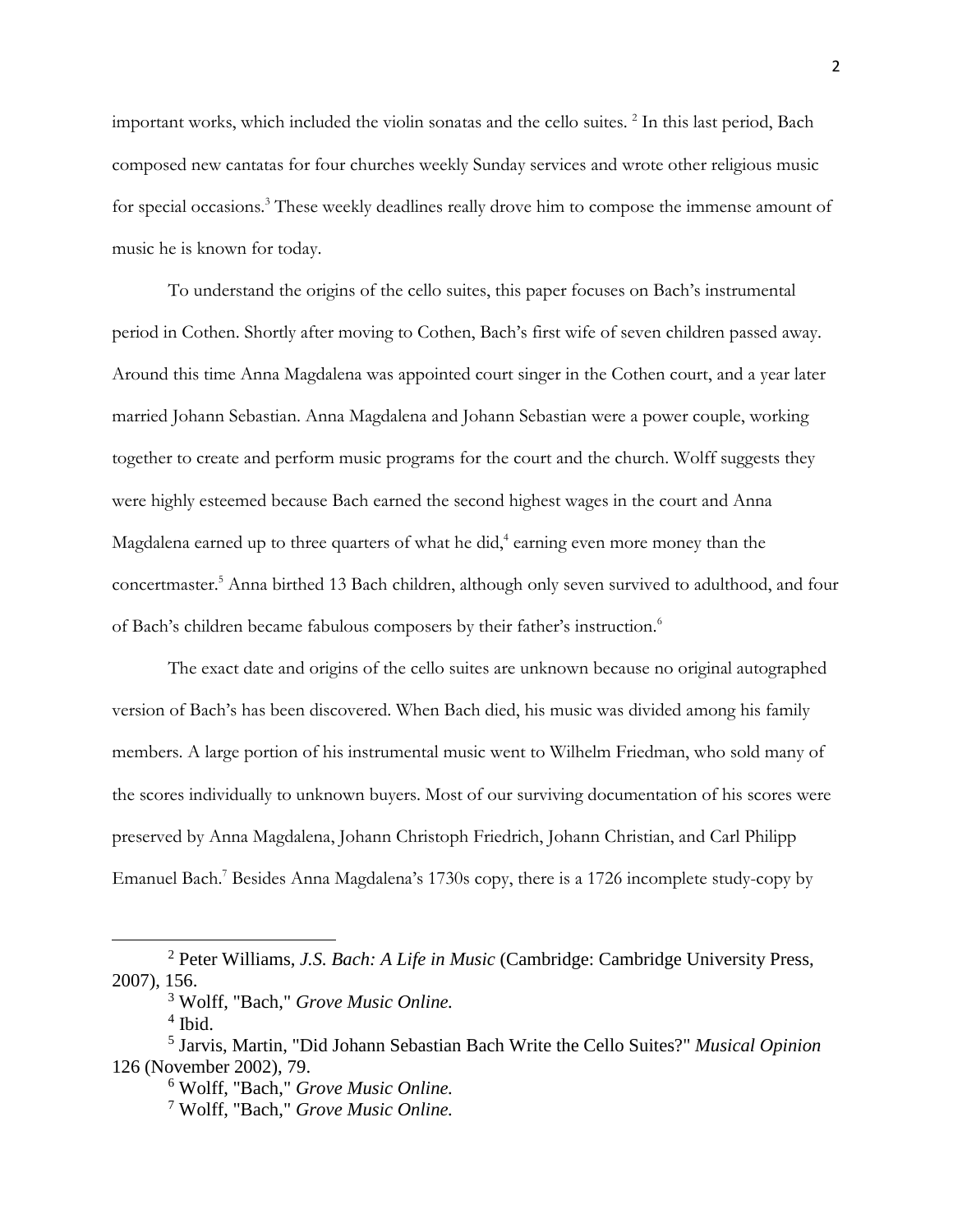important works, which included the violin sonatas and the cello suites. [2] In this last period, Bach composed new cantatas for four churches weekly Sunday services and wrote other religious music for special occasions.[3] These weekly deadlines really drove him to compose the immense amount of music he is known for today.

To understand the origins of the cello suites, this paper focuses on Bach's instrumental period in Cothen. Shortly after moving to Cothen, Bach's first wife of seven children passed away. Around this time Anna Magdalena was appointed court singer in the Cothen court, and a year later married Johann Sebastian. Anna Magdalena and Johann Sebastian were a power couple, working together to create and perform music programs for the court and the church. Wolff suggests they were highly esteemed because Bach earned the second highest wages in the court and Anna Magdalena earned up to three quarters of what he did,[4] earning even more money than the concertmaster.[5] Anna birthed 13 Bach children, although only seven survived to adulthood, and four of Bach's children became fabulous composers by their father's instruction.[6]

The exact date and origins of the cello suites are unknown because no original autographed version of Bach's has been discovered. When Bach died, his music was divided among his family members. A large portion of his instrumental music went to Wilhelm Friedman, who sold many of the scores individually to unknown buyers. Most of our surviving documentation of his scores were preserved by Anna Magdalena, Johann Christoph Friedrich, Johann Christian, and Carl Philipp Emanuel Bach.[7] Besides Anna Magdalena's 1730s copy, there is a 1726 incomplete study-copy by

---

[2] Peter Williams, *J.S. Bach: A Life in Music* (Cambridge: Cambridge University Press, 2007), 156.

[3] Wolff, "Bach," *Grove Music Online.*

[4] Ibid.

[5] Jarvis, Martin, "Did Johann Sebastian Bach Write the Cello Suites?" *Musical Opinion* 126 (November 2002), 79.

[6] Wolff, "Bach," *Grove Music Online.*

[7] Wolff, "Bach," *Grove Music Online.*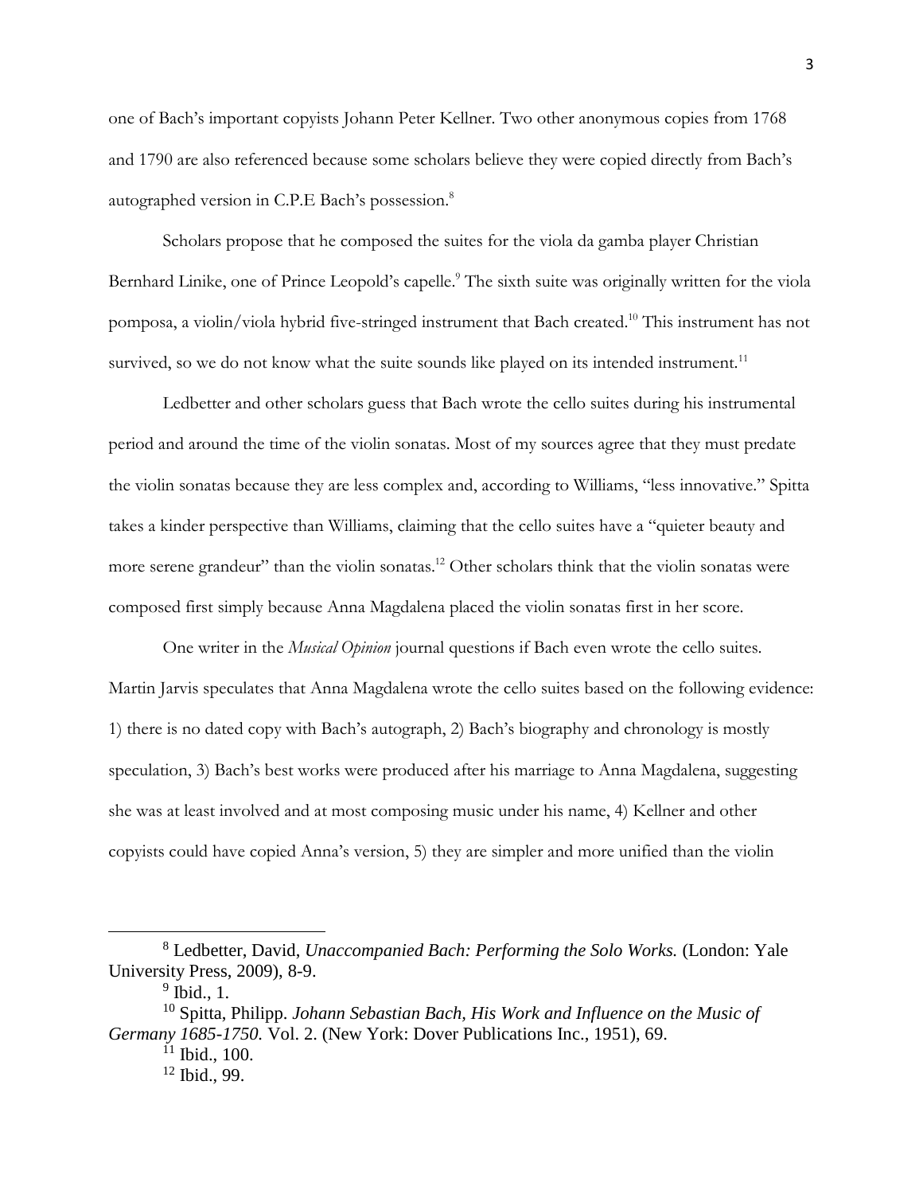one of Bach's important copyists Johann Peter Kellner. Two other anonymous copies from 1768 and 1790 are also referenced because some scholars believe they were copied directly from Bach's autographed version in C.P.E Bach's possession.[8]

Scholars propose that he composed the suites for the viola da gamba player Christian Bernhard Linike, one of Prince Leopold's capelle.[9] The sixth suite was originally written for the viola pomposa, a violin/viola hybrid five-stringed instrument that Bach created.[10] This instrument has not survived, so we do not know what the suite sounds like played on its intended instrument.[11]

Ledbetter and other scholars guess that Bach wrote the cello suites during his instrumental period and around the time of the violin sonatas. Most of my sources agree that they must predate the violin sonatas because they are less complex and, according to Williams, "less innovative." Spitta takes a kinder perspective than Williams, claiming that the cello suites have a "quieter beauty and more serene grandeur" than the violin sonatas.[12] Other scholars think that the violin sonatas were composed first simply because Anna Magdalena placed the violin sonatas first in her score.

One writer in the *Musical Opinion* journal questions if Bach even wrote the cello suites. Martin Jarvis speculates that Anna Magdalena wrote the cello suites based on the following evidence: 1) there is no dated copy with Bach's autograph, 2) Bach's biography and chronology is mostly speculation, 3) Bach's best works were produced after his marriage to Anna Magdalena, suggesting she was at least involved and at most composing music under his name, 4) Kellner and other copyists could have copied Anna's version, 5) they are simpler and more unified than the violin

---

[8] Ledbetter, David, *Unaccompanied Bach: Performing the Solo Works.* (London: Yale University Press, 2009), 8-9.

[9] Ibid., 1.

[10] Spitta, Philipp. *Johann Sebastian Bach, His Work and Influence on the Music of Germany 1685-1750.* Vol. 2. (New York: Dover Publications Inc., 1951), 69.

[11] Ibid., 100.

[12] Ibid., 99.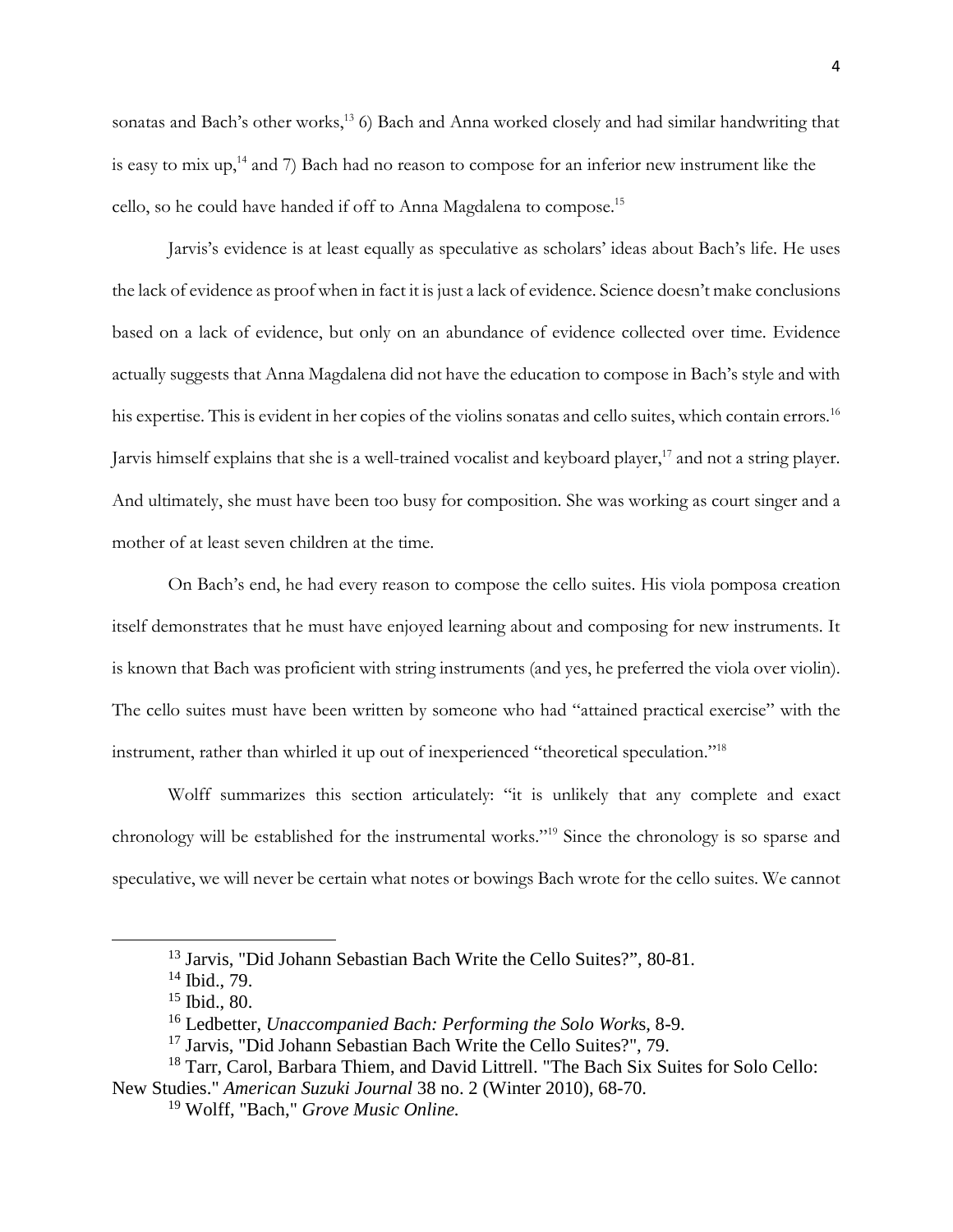sonatas and Bach's other works,[13] 6) Bach and Anna worked closely and had similar handwriting that is easy to mix up,[14] and 7) Bach had no reason to compose for an inferior new instrument like the cello, so he could have handed if off to Anna Magdalena to compose.[15]

Jarvis's evidence is at least equally as speculative as scholars' ideas about Bach's life. He uses the lack of evidence as proof when in fact it is just a lack of evidence. Science doesn't make conclusions based on a lack of evidence, but only on an abundance of evidence collected over time. Evidence actually suggests that Anna Magdalena did not have the education to compose in Bach's style and with his expertise. This is evident in her copies of the violins sonatas and cello suites, which contain errors.[16] Jarvis himself explains that she is a well-trained vocalist and keyboard player,[17] and not a string player. And ultimately, she must have been too busy for composition. She was working as court singer and a mother of at least seven children at the time.

On Bach's end, he had every reason to compose the cello suites. His viola pomposa creation itself demonstrates that he must have enjoyed learning about and composing for new instruments. It is known that Bach was proficient with string instruments (and yes, he preferred the viola over violin). The cello suites must have been written by someone who had "attained practical exercise" with the instrument, rather than whirled it up out of inexperienced "theoretical speculation."[18]

Wolff summarizes this section articulately: "it is unlikely that any complete and exact chronology will be established for the instrumental works."[19] Since the chronology is so sparse and speculative, we will never be certain what notes or bowings Bach wrote for the cello suites. We cannot

---

[13] Jarvis, "Did Johann Sebastian Bach Write the Cello Suites?", 80-81.

[14] Ibid., 79.

[15] Ibid., 80.

[16] Ledbetter, *Unaccompanied Bach: Performing the Solo Works*, 8-9.

[17] Jarvis, "Did Johann Sebastian Bach Write the Cello Suites?", 79.

[18] Tarr, Carol, Barbara Thiem, and David Littrell. "The Bach Six Suites for Solo Cello: New Studies." *American Suzuki Journal* 38 no. 2 (Winter 2010), 68-70.

[19] Wolff, "Bach," *Grove Music Online.*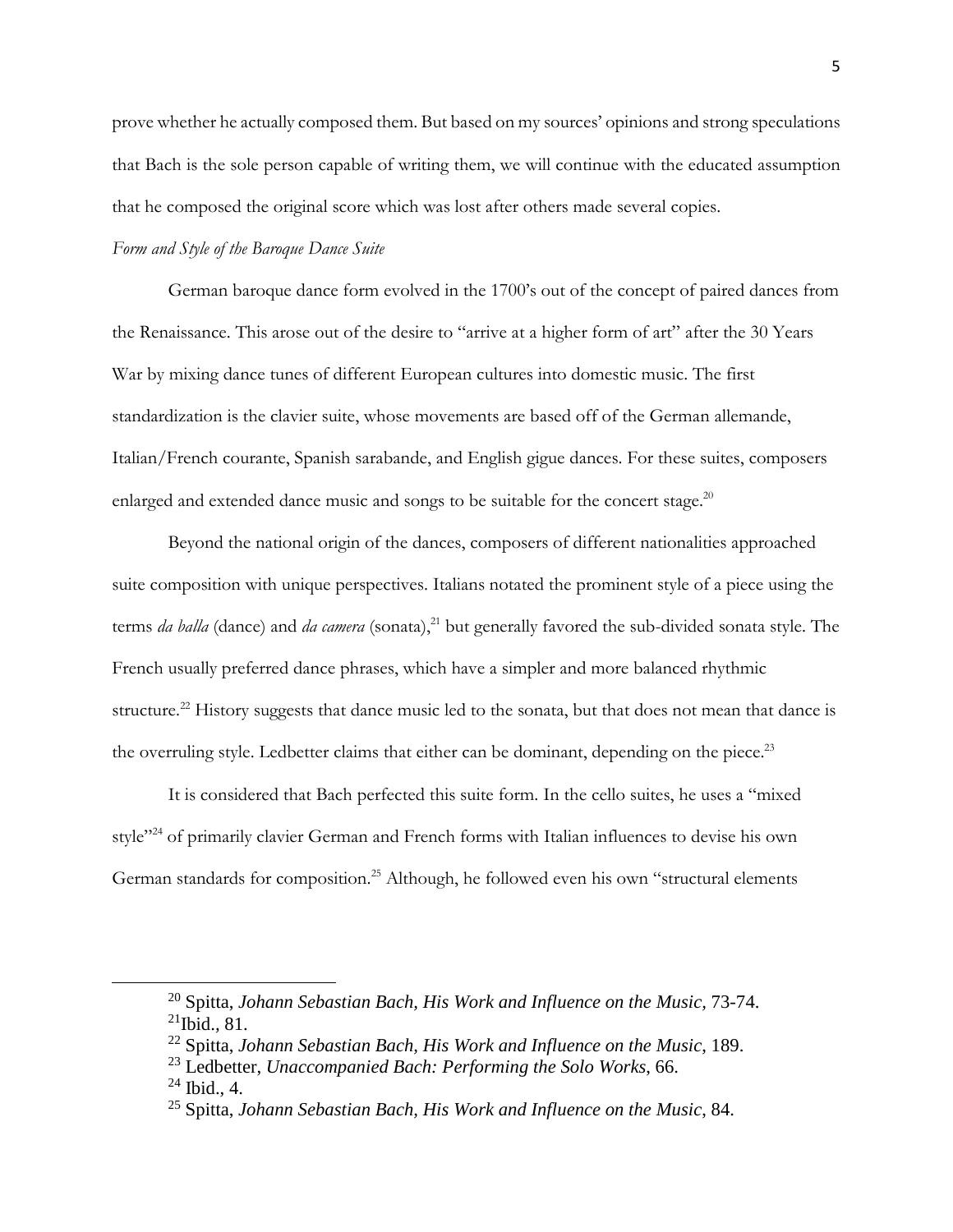prove whether he actually composed them. But based on my sources' opinions and strong speculations that Bach is the sole person capable of writing them, we will continue with the educated assumption that he composed the original score which was lost after others made several copies.

*Form and Style of the Baroque Dance Suite*

German baroque dance form evolved in the 1700's out of the concept of paired dances from the Renaissance. This arose out of the desire to "arrive at a higher form of art" after the 30 Years War by mixing dance tunes of different European cultures into domestic music. The first standardization is the clavier suite, whose movements are based off of the German allemande, Italian/French courante, Spanish sarabande, and English gigue dances. For these suites, composers enlarged and extended dance music and songs to be suitable for the concert stage.[20]

Beyond the national origin of the dances, composers of different nationalities approached suite composition with unique perspectives. Italians notated the prominent style of a piece using the terms *da balla* (dance) and *da camera* (sonata),[21] but generally favored the sub-divided sonata style. The French usually preferred dance phrases, which have a simpler and more balanced rhythmic structure.[22] History suggests that dance music led to the sonata, but that does not mean that dance is the overruling style. Ledbetter claims that either can be dominant, depending on the piece.[23]

It is considered that Bach perfected this suite form. In the cello suites, he uses a "mixed style"[24] of primarily clavier German and French forms with Italian influences to devise his own German standards for composition.[25] Although, he followed even his own "structural elements

---

[20] Spitta, *Johann Sebastian Bach, His Work and Influence on the Music*, 73-74.
[21] Ibid., 81.
[22] Spitta, *Johann Sebastian Bach, His Work and Influence on the Music*, 189.
[23] Ledbetter, *Unaccompanied Bach: Performing the Solo Works*, 66.
[24] Ibid., 4.
[25] Spitta, *Johann Sebastian Bach, His Work and Influence on the Music*, 84.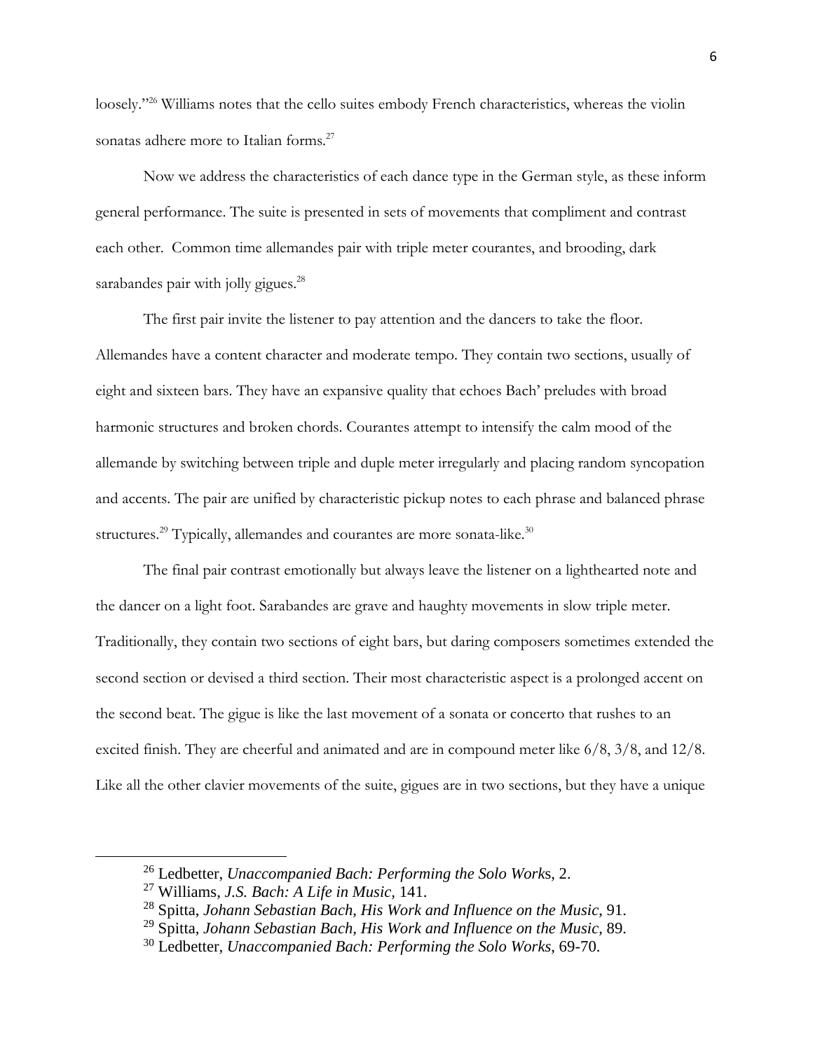loosely."[26] Williams notes that the cello suites embody French characteristics, whereas the violin sonatas adhere more to Italian forms.[27]

Now we address the characteristics of each dance type in the German style, as these inform general performance. The suite is presented in sets of movements that compliment and contrast each other. Common time allemandes pair with triple meter courantes, and brooding, dark sarabandes pair with jolly gigues.[28]

The first pair invite the listener to pay attention and the dancers to take the floor. Allemandes have a content character and moderate tempo. They contain two sections, usually of eight and sixteen bars. They have an expansive quality that echoes Bach' preludes with broad harmonic structures and broken chords. Courantes attempt to intensify the calm mood of the allemande by switching between triple and duple meter irregularly and placing random syncopation and accents. The pair are unified by characteristic pickup notes to each phrase and balanced phrase structures.[29] Typically, allemandes and courantes are more sonata-like.[30]

The final pair contrast emotionally but always leave the listener on a lighthearted note and the dancer on a light foot. Sarabandes are grave and haughty movements in slow triple meter. Traditionally, they contain two sections of eight bars, but daring composers sometimes extended the second section or devised a third section. Their most characteristic aspect is a prolonged accent on the second beat. The gigue is like the last movement of a sonata or concerto that rushes to an excited finish. They are cheerful and animated and are in compound meter like 6/8, 3/8, and 12/8. Like all the other clavier movements of the suite, gigues are in two sections, but they have a unique

---

[26] Ledbetter, *Unaccompanied Bach: Performing the Solo Works*, 2.

[27] Williams, *J.S. Bach: A Life in Music,* 141.

[28] Spitta, *Johann Sebastian Bach, His Work and Influence on the Music*, 91.

[29] Spitta, *Johann Sebastian Bach, His Work and Influence on the Music*, 89.

[30] Ledbetter, *Unaccompanied Bach: Performing the Solo Works*, 69-70.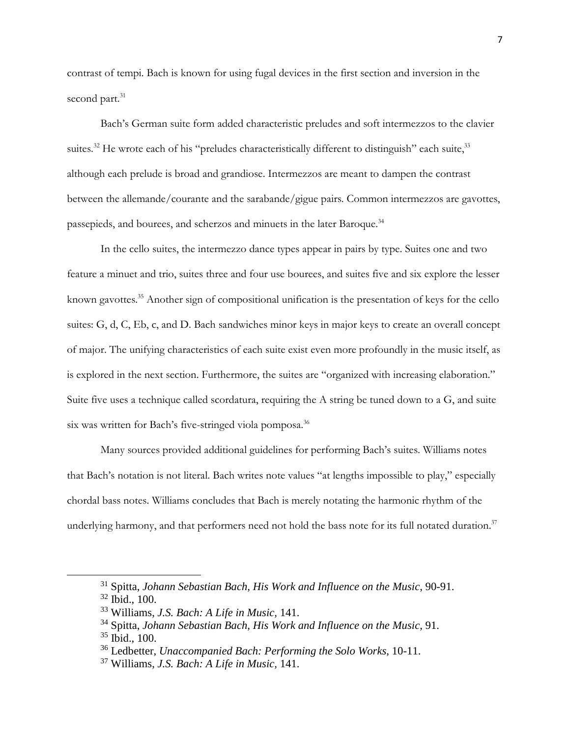contrast of tempi. Bach is known for using fugal devices in the first section and inversion in the second part.[31]

Bach's German suite form added characteristic preludes and soft intermezzos to the clavier suites.[32] He wrote each of his "preludes characteristically different to distinguish" each suite,[33] although each prelude is broad and grandiose. Intermezzos are meant to dampen the contrast between the allemande/courante and the sarabande/gigue pairs. Common intermezzos are gavottes, passepieds, and bourees, and scherzos and minuets in the later Baroque.[34]

In the cello suites, the intermezzo dance types appear in pairs by type. Suites one and two feature a minuet and trio, suites three and four use bourees, and suites five and six explore the lesser known gavottes.[35] Another sign of compositional unification is the presentation of keys for the cello suites: G, d, C, Eb, c, and D. Bach sandwiches minor keys in major keys to create an overall concept of major. The unifying characteristics of each suite exist even more profoundly in the music itself, as is explored in the next section. Furthermore, the suites are "organized with increasing elaboration." Suite five uses a technique called scordatura, requiring the A string be tuned down to a G, and suite six was written for Bach's five-stringed viola pomposa.[36]

Many sources provided additional guidelines for performing Bach's suites. Williams notes that Bach's notation is not literal. Bach writes note values "at lengths impossible to play," especially chordal bass notes. Williams concludes that Bach is merely notating the harmonic rhythm of the underlying harmony, and that performers need not hold the bass note for its full notated duration.[37]

---

[31] Spitta, *Johann Sebastian Bach, His Work and Influence on the Music*, 90-91.

[32] Ibid., 100.

[33] Williams, *J.S. Bach: A Life in Music*, 141.

[34] Spitta, *Johann Sebastian Bach, His Work and Influence on the Music*, 91.

[35] Ibid., 100.

[36] Ledbetter, *Unaccompanied Bach: Performing the Solo Works*, 10-11.

[37] Williams, *J.S. Bach: A Life in Music*, 141.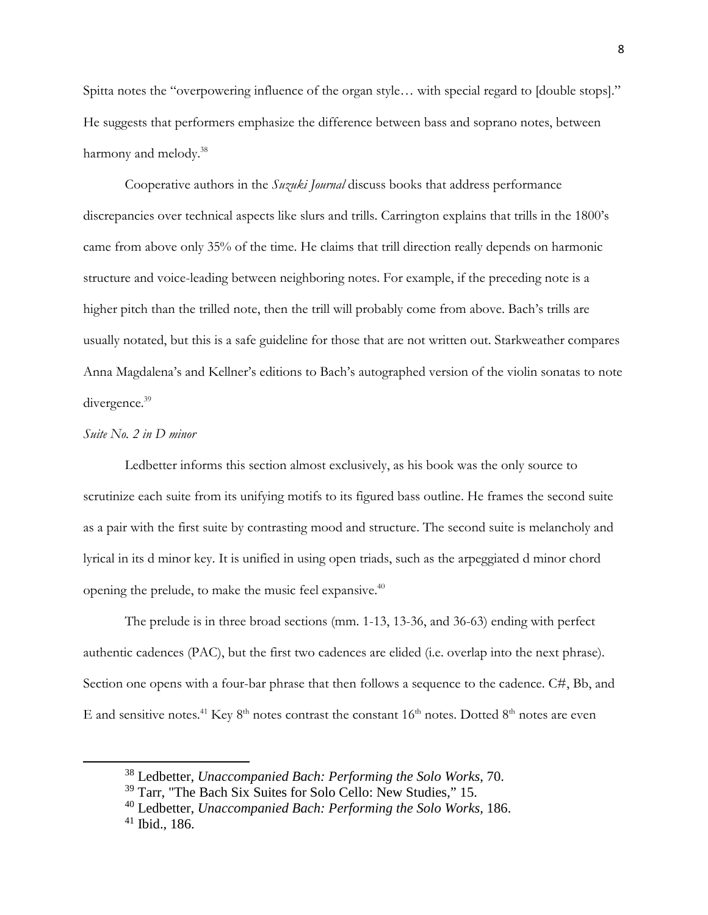Spitta notes the "overpowering influence of the organ style… with special regard to [double stops]." He suggests that performers emphasize the difference between bass and soprano notes, between harmony and melody.[38]

Cooperative authors in the *Suzuki Journal* discuss books that address performance discrepancies over technical aspects like slurs and trills. Carrington explains that trills in the 1800's came from above only 35% of the time. He claims that trill direction really depends on harmonic structure and voice-leading between neighboring notes. For example, if the preceding note is a higher pitch than the trilled note, then the trill will probably come from above. Bach's trills are usually notated, but this is a safe guideline for those that are not written out. Starkweather compares Anna Magdalena's and Kellner's editions to Bach's autographed version of the violin sonatas to note divergence.[39]

*Suite No. 2 in D minor*

Ledbetter informs this section almost exclusively, as his book was the only source to scrutinize each suite from its unifying motifs to its figured bass outline. He frames the second suite as a pair with the first suite by contrasting mood and structure. The second suite is melancholy and lyrical in its d minor key. It is unified in using open triads, such as the arpeggiated d minor chord opening the prelude, to make the music feel expansive.[40]

The prelude is in three broad sections (mm. 1-13, 13-36, and 36-63) ending with perfect authentic cadences (PAC), but the first two cadences are elided (i.e. overlap into the next phrase). Section one opens with a four-bar phrase that then follows a sequence to the cadence. C#, Bb, and E and sensitive notes.[41] Key 8th notes contrast the constant 16th notes. Dotted 8th notes are even

---

[38] Ledbetter, *Unaccompanied Bach: Performing the Solo Works,* 70.

[39] Tarr, "The Bach Six Suites for Solo Cello: New Studies," 15.

[40] Ledbetter, *Unaccompanied Bach: Performing the Solo Works,* 186.

[41] Ibid., 186.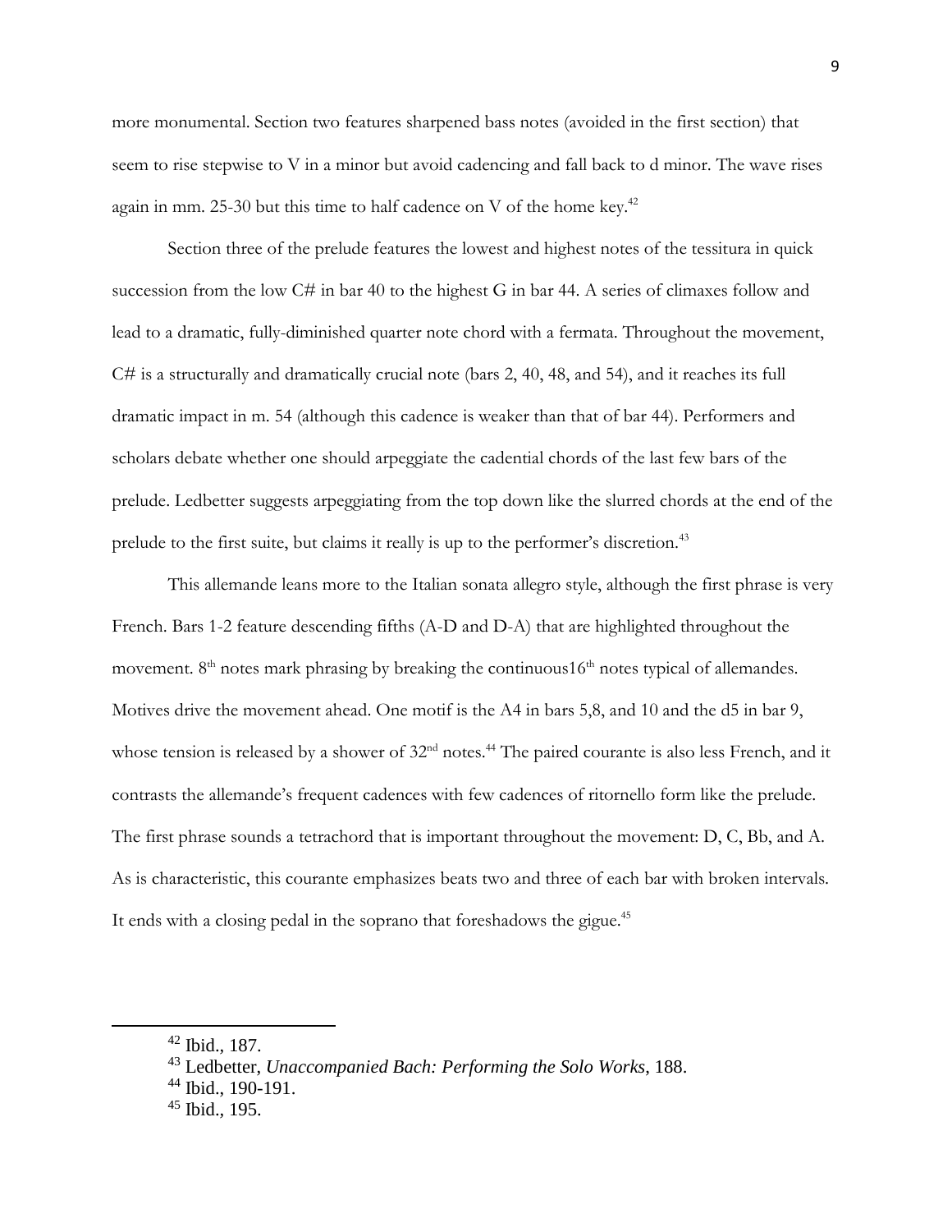more monumental. Section two features sharpened bass notes (avoided in the first section) that seem to rise stepwise to V in a minor but avoid cadencing and fall back to d minor. The wave rises again in mm. 25-30 but this time to half cadence on V of the home key.[42]

Section three of the prelude features the lowest and highest notes of the tessitura in quick succession from the low C# in bar 40 to the highest G in bar 44. A series of climaxes follow and lead to a dramatic, fully-diminished quarter note chord with a fermata. Throughout the movement, C# is a structurally and dramatically crucial note (bars 2, 40, 48, and 54), and it reaches its full dramatic impact in m. 54 (although this cadence is weaker than that of bar 44). Performers and scholars debate whether one should arpeggiate the cadential chords of the last few bars of the prelude. Ledbetter suggests arpeggiating from the top down like the slurred chords at the end of the prelude to the first suite, but claims it really is up to the performer's discretion.[43]

This allemande leans more to the Italian sonata allegro style, although the first phrase is very French. Bars 1-2 feature descending fifths (A-D and D-A) that are highlighted throughout the movement. 8th notes mark phrasing by breaking the continuous16th notes typical of allemandes. Motives drive the movement ahead. One motif is the A4 in bars 5,8, and 10 and the d5 in bar 9, whose tension is released by a shower of 32nd notes.[44] The paired courante is also less French, and it contrasts the allemande's frequent cadences with few cadences of ritornello form like the prelude. The first phrase sounds a tetrachord that is important throughout the movement: D, C, Bb, and A. As is characteristic, this courante emphasizes beats two and three of each bar with broken intervals. It ends with a closing pedal in the soprano that foreshadows the gigue.[45]

---

[42] Ibid., 187.

[43] Ledbetter, *Unaccompanied Bach: Performing the Solo Works*, 188.

[44] Ibid., 190-191.

[45] Ibid., 195.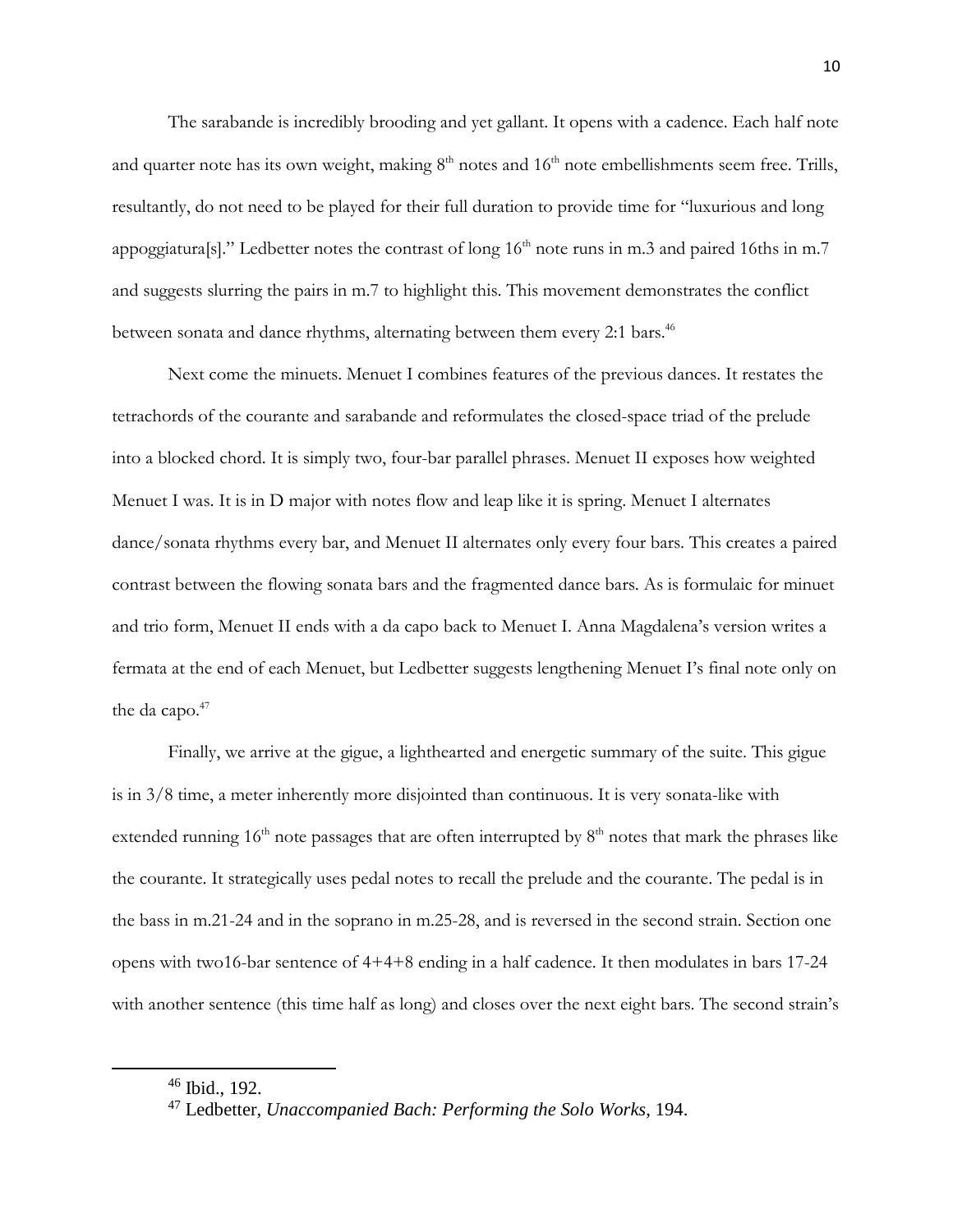The sarabande is incredibly brooding and yet gallant. It opens with a cadence. Each half note and quarter note has its own weight, making 8th notes and 16th note embellishments seem free. Trills, resultantly, do not need to be played for their full duration to provide time for "luxurious and long appoggiatura[s]." Ledbetter notes the contrast of long 16th note runs in m.3 and paired 16ths in m.7 and suggests slurring the pairs in m.7 to highlight this. This movement demonstrates the conflict between sonata and dance rhythms, alternating between them every 2:1 bars.[46]

Next come the minuets. Menuet I combines features of the previous dances. It restates the tetrachords of the courante and sarabande and reformulates the closed-space triad of the prelude into a blocked chord. It is simply two, four-bar parallel phrases. Menuet II exposes how weighted Menuet I was. It is in D major with notes flow and leap like it is spring. Menuet I alternates dance/sonata rhythms every bar, and Menuet II alternates only every four bars. This creates a paired contrast between the flowing sonata bars and the fragmented dance bars. As is formulaic for minuet and trio form, Menuet II ends with a da capo back to Menuet I. Anna Magdalena's version writes a fermata at the end of each Menuet, but Ledbetter suggests lengthening Menuet I's final note only on the da capo.[47]

Finally, we arrive at the gigue, a lighthearted and energetic summary of the suite. This gigue is in 3/8 time, a meter inherently more disjointed than continuous. It is very sonata-like with extended running 16th note passages that are often interrupted by 8th notes that mark the phrases like the courante. It strategically uses pedal notes to recall the prelude and the courante. The pedal is in the bass in m.21-24 and in the soprano in m.25-28, and is reversed in the second strain. Section one opens with two16-bar sentence of 4+4+8 ending in a half cadence. It then modulates in bars 17-24 with another sentence (this time half as long) and closes over the next eight bars. The second strain's

---

[46] Ibid., 192.

[47] Ledbetter, *Unaccompanied Bach: Performing the Solo Works*, 194.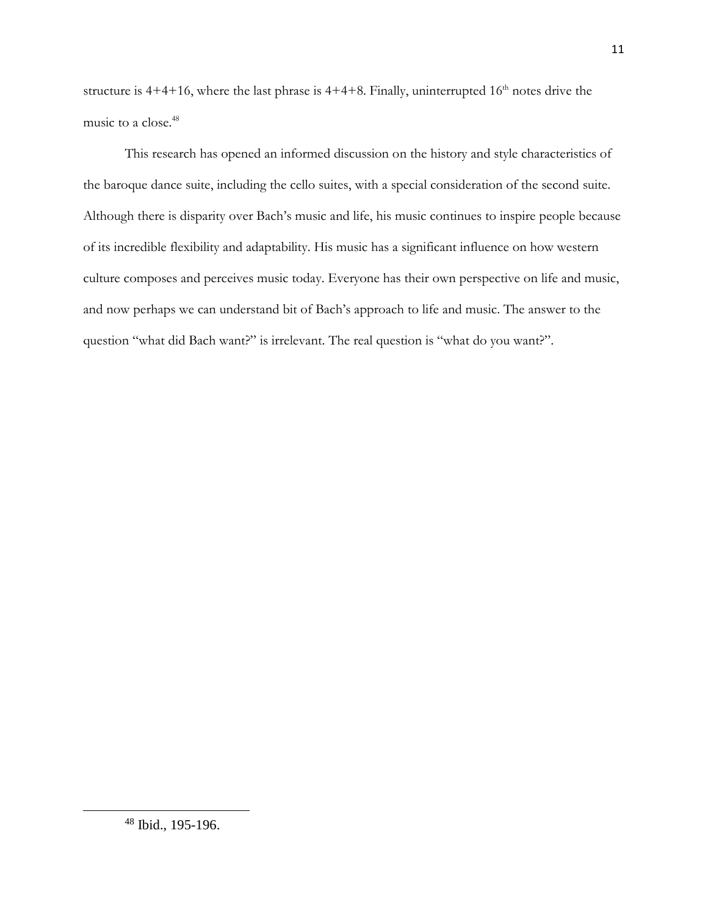structure is 4+4+16, where the last phrase is 4+4+8. Finally, uninterrupted 16th notes drive the music to a close.[48]

This research has opened an informed discussion on the history and style characteristics of the baroque dance suite, including the cello suites, with a special consideration of the second suite. Although there is disparity over Bach's music and life, his music continues to inspire people because of its incredible flexibility and adaptability. His music has a significant influence on how western culture composes and perceives music today. Everyone has their own perspective on life and music, and now perhaps we can understand bit of Bach's approach to life and music. The answer to the question "what did Bach want?" is irrelevant. The real question is "what do you want?".

---

[48] Ibid., 195-196.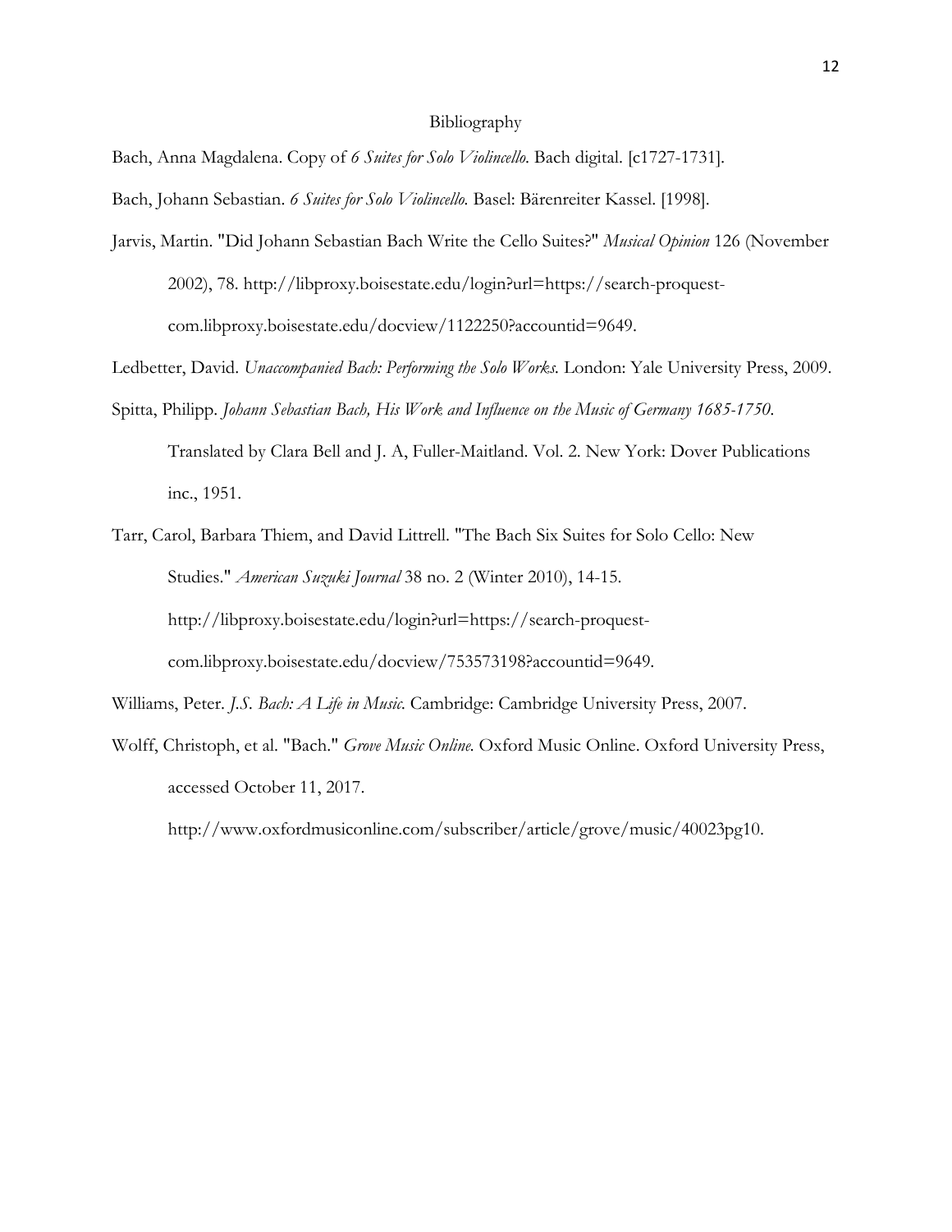# Bibliography

Bach, Anna Magdalena. Copy of *6 Suites for Solo Violincello*. Bach digital. [c1727-1731].

Bach, Johann Sebastian. *6 Suites for Solo Violincello.* Basel: Bärenreiter Kassel. [1998].

Jarvis, Martin. "Did Johann Sebastian Bach Write the Cello Suites?" *Musical Opinion* 126 (November 2002), 78. http://libproxy.boisestate.edu/login?url=https://search-proquest-com.libproxy.boisestate.edu/docview/1122250?accountid=9649.

Ledbetter, David. *Unaccompanied Bach: Performing the Solo Works.* London: Yale University Press, 2009.

Spitta, Philipp. *Johann Sebastian Bach, His Work and Influence on the Music of Germany 1685-1750*. Translated by Clara Bell and J. A, Fuller-Maitland. Vol. 2. New York: Dover Publications inc., 1951.

Tarr, Carol, Barbara Thiem, and David Littrell. "The Bach Six Suites for Solo Cello: New Studies." *American Suzuki Journal* 38 no. 2 (Winter 2010), 14-15. http://libproxy.boisestate.edu/login?url=https://search-proquest-com.libproxy.boisestate.edu/docview/753573198?accountid=9649.

Williams, Peter. *J.S. Bach: A Life in Music.* Cambridge: Cambridge University Press, 2007.

Wolff, Christoph, et al. "Bach." *Grove Music Online.* Oxford Music Online. Oxford University Press, accessed October 11, 2017. http://www.oxfordmusiconline.com/subscriber/article/grove/music/40023pg10.